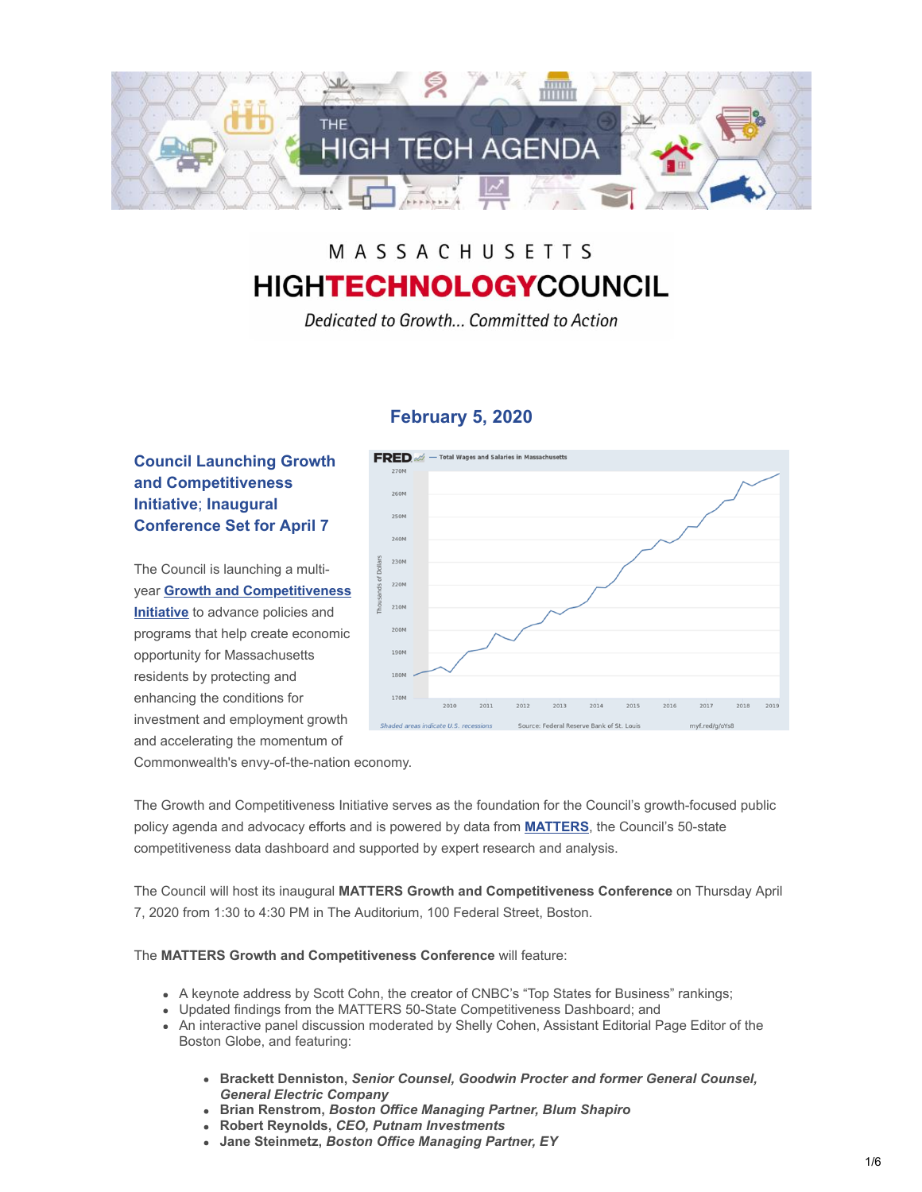THE HIGH TECH AGENDA

MASSACHUSETTS
HIGHTECHNOLOGYCOUNCIL
*Dedicated to Growth... Committed to Action*

## February 5, 2020

### Council Launching Growth and Competitiveness Initiative; Inaugural Conference Set for April 7

FRED — Total Wages and Salaries in Massachusetts
270M
260M
250M
240M
230M
220M
210M
200M
190M
180M
170M
Thousands of Dollars
2010 2011 2012 2013 2014 2015 2016 2017 2018 2019
Shaded areas indicate U.S. recessions
Source: Federal Reserve Bank of St. Louis
myf.red/g/oYs8

The Council is launching a multi-year **Growth and Competitiveness Initiative** to advance policies and programs that help create economic opportunity for Massachusetts residents by protecting and enhancing the conditions for investment and employment growth and accelerating the momentum of Commonwealth's envy-of-the-nation economy.

The Growth and Competitiveness Initiative serves as the foundation for the Council's growth-focused public policy agenda and advocacy efforts and is powered by data from **MATTERS**, the Council's 50-state competitiveness data dashboard and supported by expert research and analysis.

The Council will host its inaugural **MATTERS Growth and Competitiveness Conference** on Thursday April 7, 2020 from 1:30 to 4:30 PM in The Auditorium, 100 Federal Street, Boston.

The **MATTERS Growth and Competitiveness Conference** will feature:

- A keynote address by Scott Cohn, the creator of CNBC's "Top States for Business" rankings;
- Updated findings from the MATTERS 50-State Competitiveness Dashboard; and
- An interactive panel discussion moderated by Shelly Cohen, Assistant Editorial Page Editor of the Boston Globe, and featuring:
  - **Brackett Denniston,** ***Senior Counsel, Goodwin Procter and former General Counsel, General Electric Company***
  - **Brian Renstrom,** ***Boston Office Managing Partner, Blum Shapiro***
  - **Robert Reynolds,** ***CEO, Putnam Investments***
  - **Jane Steinmetz,** ***Boston Office Managing Partner, EY***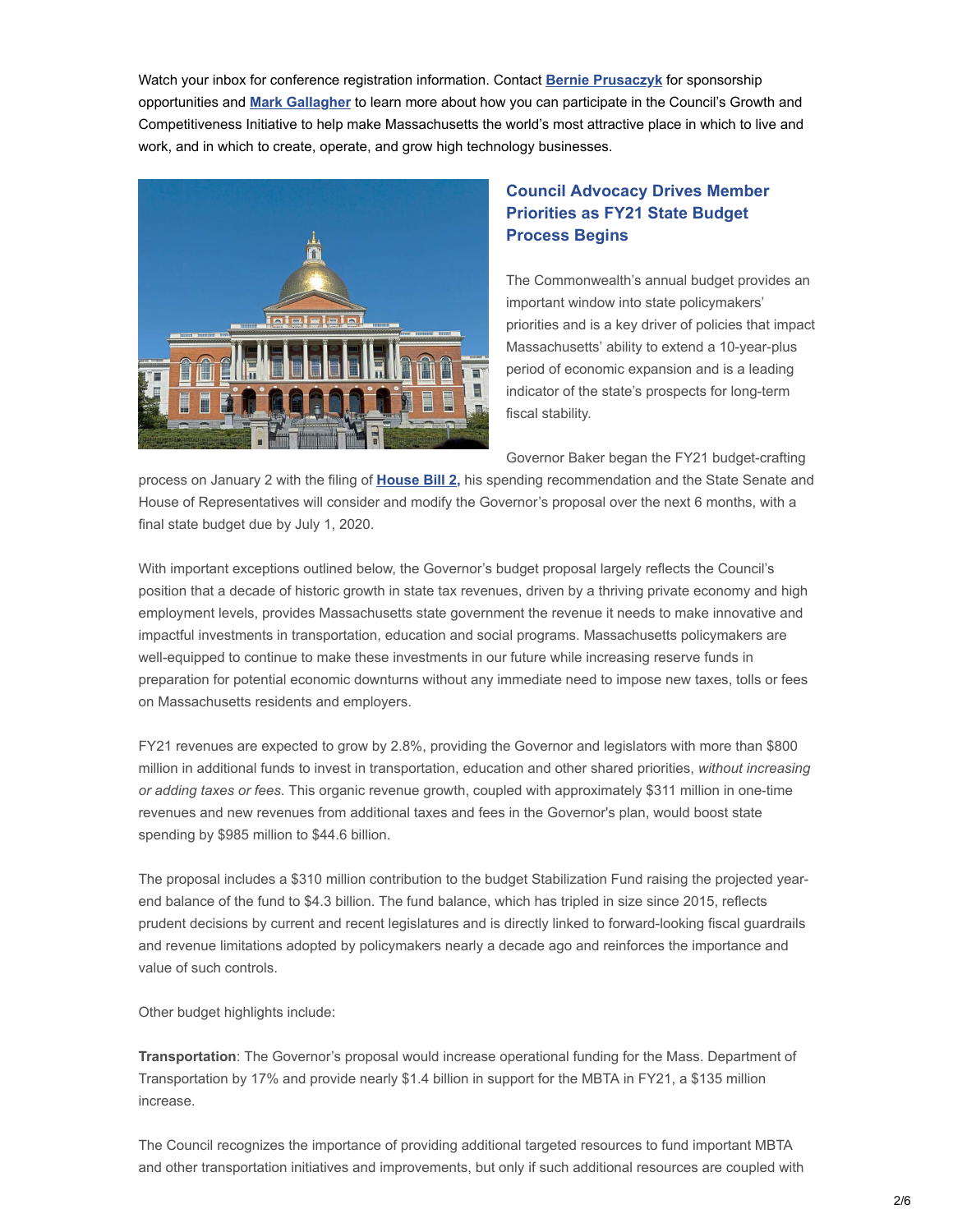Watch your inbox for conference registration information. Contact **Bernie Prusaczyk** for sponsorship opportunities and **Mark Gallagher** to learn more about how you can participate in the Council's Growth and Competitiveness Initiative to help make Massachusetts the world's most attractive place in which to live and work, and in which to create, operate, and grow high technology businesses.

## Council Advocacy Drives Member Priorities as FY21 State Budget Process Begins

The Commonwealth's annual budget provides an important window into state policymakers' priorities and is a key driver of policies that impact Massachusetts' ability to extend a 10-year-plus period of economic expansion and is a leading indicator of the state's prospects for long-term fiscal stability.

Governor Baker began the FY21 budget-crafting process on January 2 with the filing of **House Bill 2,** his spending recommendation and the State Senate and House of Representatives will consider and modify the Governor's proposal over the next 6 months, with a final state budget due by July 1, 2020.

With important exceptions outlined below, the Governor's budget proposal largely reflects the Council's position that a decade of historic growth in state tax revenues, driven by a thriving private economy and high employment levels, provides Massachusetts state government the revenue it needs to make innovative and impactful investments in transportation, education and social programs. Massachusetts policymakers are well-equipped to continue to make these investments in our future while increasing reserve funds in preparation for potential economic downturns without any immediate need to impose new taxes, tolls or fees on Massachusetts residents and employers.

FY21 revenues are expected to grow by 2.8%, providing the Governor and legislators with more than $800 million in additional funds to invest in transportation, education and other shared priorities, *without increasing or adding taxes or fees*. This organic revenue growth, coupled with approximately $311 million in one-time revenues and new revenues from additional taxes and fees in the Governor's plan, would boost state spending by $985 million to $44.6 billion.

The proposal includes a $310 million contribution to the budget Stabilization Fund raising the projected year-end balance of the fund to $4.3 billion. The fund balance, which has tripled in size since 2015, reflects prudent decisions by current and recent legislatures and is directly linked to forward-looking fiscal guardrails and revenue limitations adopted by policymakers nearly a decade ago and reinforces the importance and value of such controls.

Other budget highlights include:

**Transportation**: The Governor's proposal would increase operational funding for the Mass. Department of Transportation by 17% and provide nearly $1.4 billion in support for the MBTA in FY21, a $135 million increase.

The Council recognizes the importance of providing additional targeted resources to fund important MBTA and other transportation initiatives and improvements, but only if such additional resources are coupled with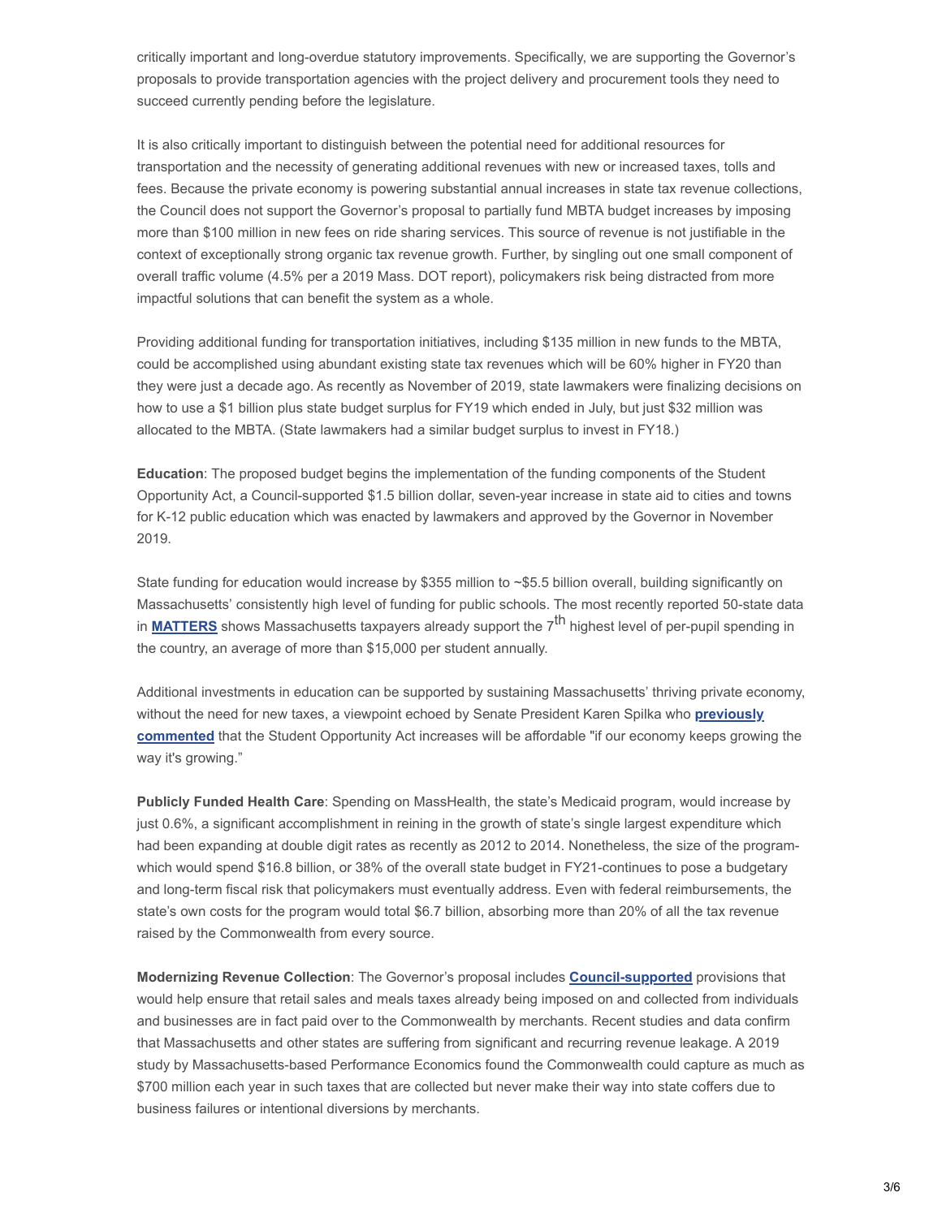critically important and long-overdue statutory improvements. Specifically, we are supporting the Governor's proposals to provide transportation agencies with the project delivery and procurement tools they need to succeed currently pending before the legislature.

It is also critically important to distinguish between the potential need for additional resources for transportation and the necessity of generating additional revenues with new or increased taxes, tolls and fees. Because the private economy is powering substantial annual increases in state tax revenue collections, the Council does not support the Governor's proposal to partially fund MBTA budget increases by imposing more than $100 million in new fees on ride sharing services. This source of revenue is not justifiable in the context of exceptionally strong organic tax revenue growth. Further, by singling out one small component of overall traffic volume (4.5% per a 2019 Mass. DOT report), policymakers risk being distracted from more impactful solutions that can benefit the system as a whole.

Providing additional funding for transportation initiatives, including $135 million in new funds to the MBTA, could be accomplished using abundant existing state tax revenues which will be 60% higher in FY20 than they were just a decade ago. As recently as November of 2019, state lawmakers were finalizing decisions on how to use a $1 billion plus state budget surplus for FY19 which ended in July, but just $32 million was allocated to the MBTA. (State lawmakers had a similar budget surplus to invest in FY18.)

**Education**: The proposed budget begins the implementation of the funding components of the Student Opportunity Act, a Council-supported $1.5 billion dollar, seven-year increase in state aid to cities and towns for K-12 public education which was enacted by lawmakers and approved by the Governor in November 2019.

State funding for education would increase by $355 million to ~$5.5 billion overall, building significantly on Massachusetts' consistently high level of funding for public schools. The most recently reported 50-state data in **MATTERS** shows Massachusetts taxpayers already support the 7th highest level of per-pupil spending in the country, an average of more than $15,000 per student annually.

Additional investments in education can be supported by sustaining Massachusetts' thriving private economy, without the need for new taxes, a viewpoint echoed by Senate President Karen Spilka who **previously commented** that the Student Opportunity Act increases will be affordable "if our economy keeps growing the way it's growing."

**Publicly Funded Health Care**: Spending on MassHealth, the state's Medicaid program, would increase by just 0.6%, a significant accomplishment in reining in the growth of state's single largest expenditure which had been expanding at double digit rates as recently as 2012 to 2014. Nonetheless, the size of the program-which would spend $16.8 billion, or 38% of the overall state budget in FY21-continues to pose a budgetary and long-term fiscal risk that policymakers must eventually address. Even with federal reimbursements, the state's own costs for the program would total $6.7 billion, absorbing more than 20% of all the tax revenue raised by the Commonwealth from every source.

**Modernizing Revenue Collection**: The Governor's proposal includes **Council-supported** provisions that would help ensure that retail sales and meals taxes already being imposed on and collected from individuals and businesses are in fact paid over to the Commonwealth by merchants. Recent studies and data confirm that Massachusetts and other states are suffering from significant and recurring revenue leakage. A 2019 study by Massachusetts-based Performance Economics found the Commonwealth could capture as much as $700 million each year in such taxes that are collected but never make their way into state coffers due to business failures or intentional diversions by merchants.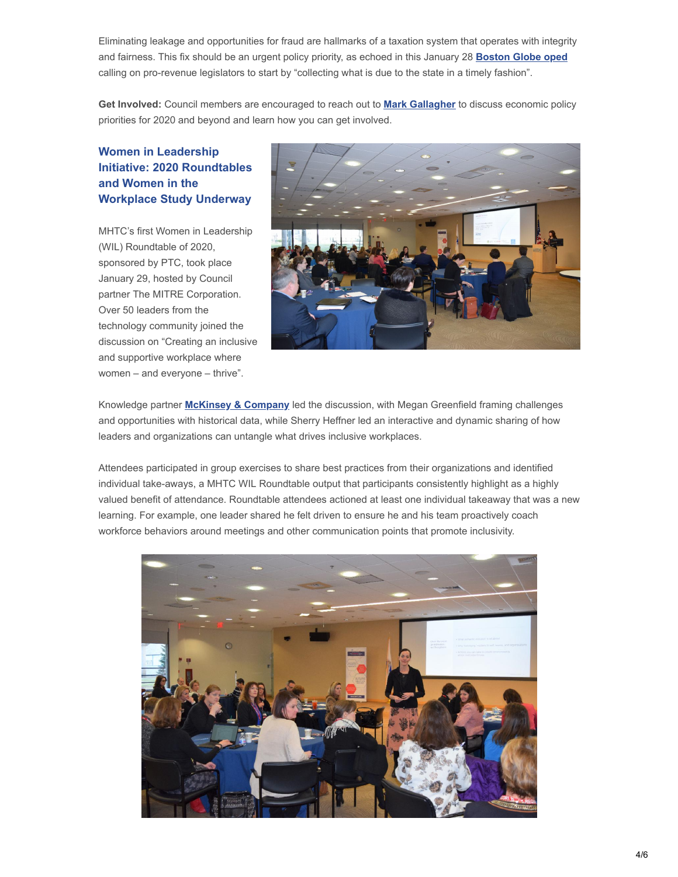Eliminating leakage and opportunities for fraud are hallmarks of a taxation system that operates with integrity and fairness. This fix should be an urgent policy priority, as echoed in this January 28 **Boston Globe oped** calling on pro-revenue legislators to start by "collecting what is due to the state in a timely fashion".

**Get Involved:** Council members are encouraged to reach out to **Mark Gallagher** to discuss economic policy priorities for 2020 and beyond and learn how you can get involved.

## Women in Leadership Initiative: 2020 Roundtables and Women in the Workplace Study Underway

MHTC's first Women in Leadership (WIL) Roundtable of 2020, sponsored by PTC, took place January 29, hosted by Council partner The MITRE Corporation. Over 50 leaders from the technology community joined the discussion on "Creating an inclusive and supportive workplace where women – and everyone – thrive".

Knowledge partner **McKinsey & Company** led the discussion, with Megan Greenfield framing challenges and opportunities with historical data, while Sherry Heffner led an interactive and dynamic sharing of how leaders and organizations can untangle what drives inclusive workplaces.

Attendees participated in group exercises to share best practices from their organizations and identified individual take-aways, a MHTC WIL Roundtable output that participants consistently highlight as a highly valued benefit of attendance. Roundtable attendees actioned at least one individual takeaway that was a new learning. For example, one leader shared he felt driven to ensure he and his team proactively coach workforce behaviors around meetings and other communication points that promote inclusivity.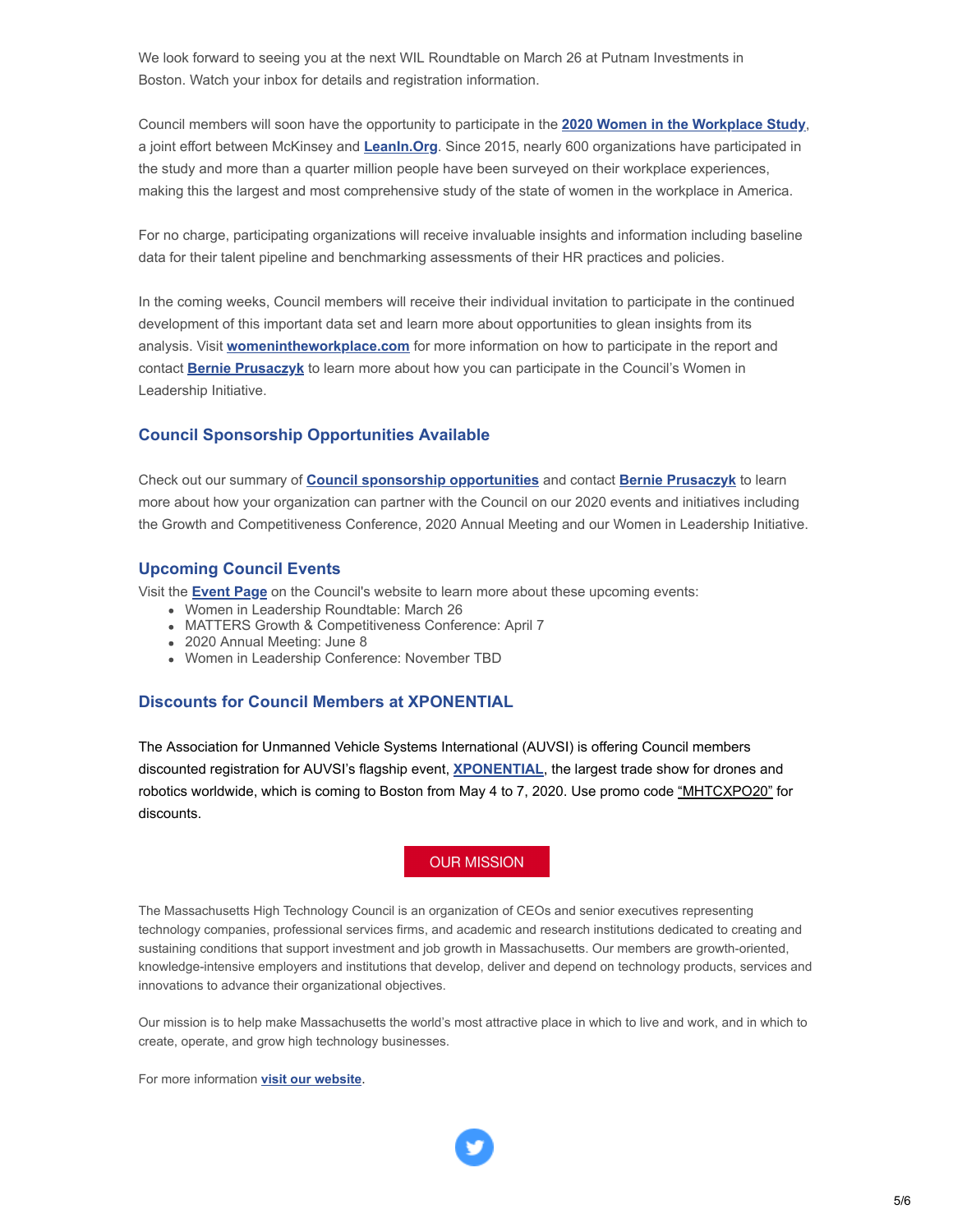We look forward to seeing you at the next WIL Roundtable on March 26 at Putnam Investments in Boston. Watch your inbox for details and registration information.

Council members will soon have the opportunity to participate in the **2020 Women in the Workplace Study**, a joint effort between McKinsey and **LeanIn.Org**. Since 2015, nearly 600 organizations have participated in the study and more than a quarter million people have been surveyed on their workplace experiences, making this the largest and most comprehensive study of the state of women in the workplace in America.

For no charge, participating organizations will receive invaluable insights and information including baseline data for their talent pipeline and benchmarking assessments of their HR practices and policies.

In the coming weeks, Council members will receive their individual invitation to participate in the continued development of this important data set and learn more about opportunities to glean insights from its analysis. Visit **womenintheworkplace.com** for more information on how to participate in the report and contact **Bernie Prusaczyk** to learn more about how you can participate in the Council's Women in Leadership Initiative.

### Council Sponsorship Opportunities Available

Check out our summary of **Council sponsorship opportunities** and contact **Bernie Prusaczyk** to learn more about how your organization can partner with the Council on our 2020 events and initiatives including the Growth and Competitiveness Conference, 2020 Annual Meeting and our Women in Leadership Initiative.

### Upcoming Council Events

Visit the **Event Page** on the Council's website to learn more about these upcoming events:

- Women in Leadership Roundtable: March 26
- MATTERS Growth & Competitiveness Conference: April 7
- 2020 Annual Meeting: June 8
- Women in Leadership Conference: November TBD

### Discounts for Council Members at XPONENTIAL

The Association for Unmanned Vehicle Systems International (AUVSI) is offering Council members discounted registration for AUVSI's flagship event, **XPONENTIAL**, the largest trade show for drones and robotics worldwide, which is coming to Boston from May 4 to 7, 2020. Use promo code "MHTCXPO20" for discounts.

OUR MISSION

The Massachusetts High Technology Council is an organization of CEOs and senior executives representing technology companies, professional services firms, and academic and research institutions dedicated to creating and sustaining conditions that support investment and job growth in Massachusetts. Our members are growth-oriented, knowledge-intensive employers and institutions that develop, deliver and depend on technology products, services and innovations to advance their organizational objectives.

Our mission is to help make Massachusetts the world's most attractive place in which to live and work, and in which to create, operate, and grow high technology businesses.

For more information **visit our website**.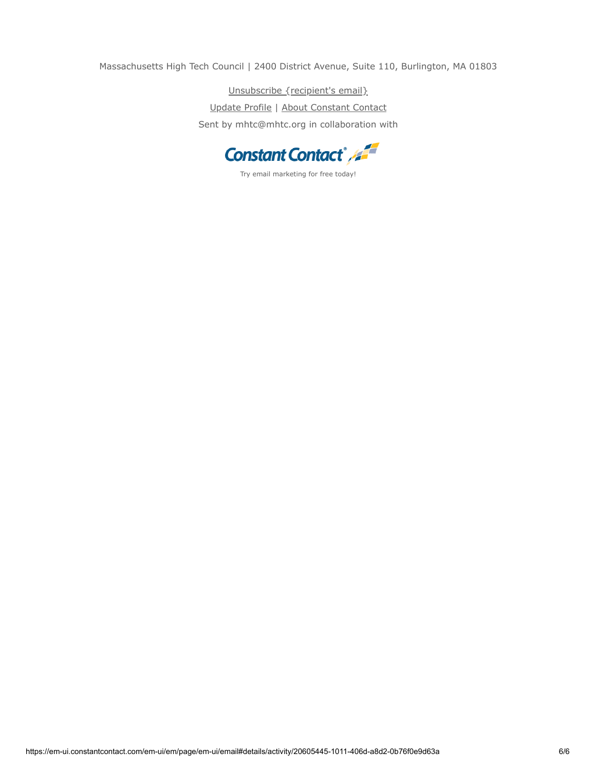Massachusetts High Tech Council | 2400 District Avenue, Suite 110, Burlington, MA 01803

Unsubscribe {recipient's email}

Update Profile | About Constant Contact

Sent by mhtc@mhtc.org in collaboration with

Constant Contact

Try email marketing for free today!